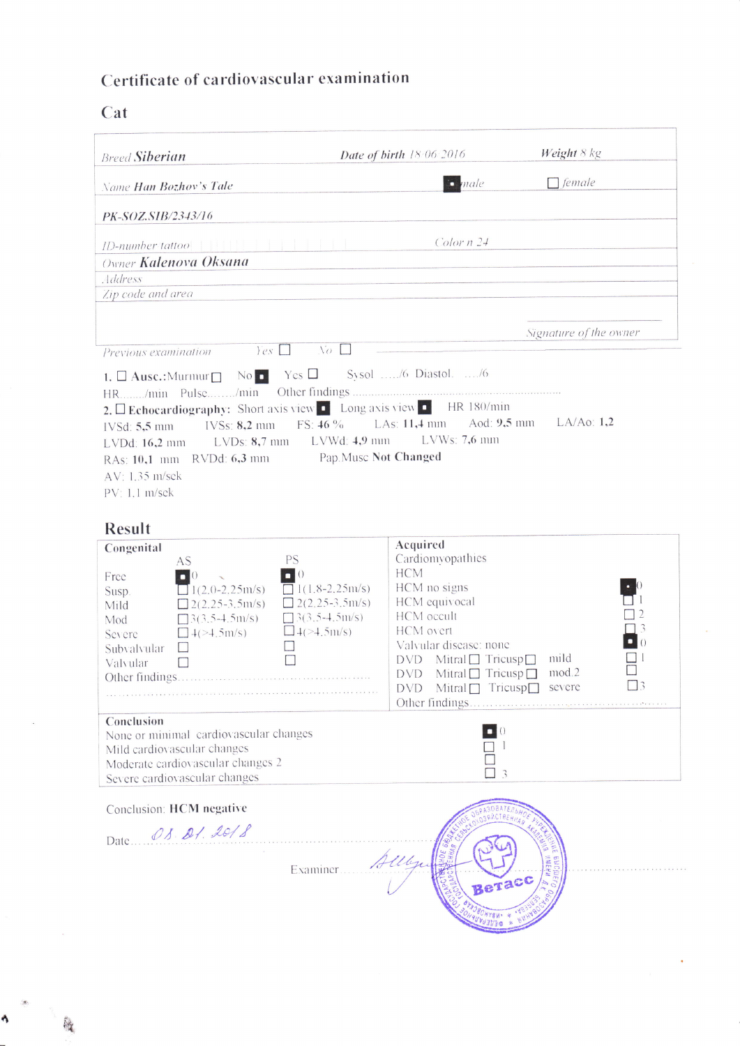# Certificate of cardiovascular examination

## Cat

| | | |
|---|---|---|
| *Breed* **Siberian** | *Date of birth* 18.06.2016 | *Weight* 8 kg |
| *Name* **Han Bozhov's Tale** | ■ *male* | ☐ *female* |
| **PK-SOZ.SIB/2343/16** | | |
| *ID-number tattoo* | *Color* n 24 | |
| *Owner* **Kalenova Oksana** | | |
| *Address* | | |
| *Zip code and area* | | |
| | | *Signature of the owner* |

*Previous examination* Yes ☐ No ☐

1. ☐ **Ausc.:** Murmur ☐ No ■ Yes ☐ Sysol ...../6 Diastol. ..../6
HR......./min Pulse......./min Other findings .............................................

2. ☐ **Echocardiography:** Short axis view ■ Long axis view ■ HR 180/min
IVSd: **5,5** mm IVSs: **8,2** mm FS: **46** % LAs: **11,4** mm Aod: **9,5** mm LA/Ao: **1,2**
LVDd: **16,2** mm LVDs: **8,7** mm LVWd: **4,9** mm LVWs: **7,6** mm
RAs: **10,1** mm RVDd: **6,3** mm Pap.Musc **Not Changed**
AV: 1.35 m/sek
PV: 1.1 m/sek

## Result

| **Congenital** | AS | PS | **Acquired** | |
|---|---|---|---|---|
| | | | Cardiomyopathies | |
| Free | ■ 0 | ■ 0 | HCM | |
| Susp. | ☐ 1(2.0-2.25m/s) | ☐ 1(1.8-2.25m/s) | HCM no signs | ■ 0 |
| Mild | ☐ 2(2.25-3.5m/s) | ☐ 2(2.25-3.5m/s) | HCM equivocal | ☐ 1 |
| Mod | ☐ 3(3.5-4.5m/s) | ☐ 3(3.5-4.5m/s) | HCM occult | ☐ 2 |
| Severe | ☐ 4(>4.5m/s) | ☐ 4(>4.5m/s) | HCM overt | ☐ 3 |
| Subvalvular | ☐ | ☐ | Valvular disease: none | ■ 0 |
| Valvular | ☐ | ☐ | DVD Mitral ☐ Tricusp ☐ mild | ☐ 1 |
| Other findings............... | | | DVD Mitral ☐ Tricusp ☐ mod.2 | ☐ |
| | | | DVD Mitral ☐ Tricusp ☐ severe | ☐ 3 |
| | | | Other findings........................ | |

| **Conclusion** | |
|---|---|
| None or minimal cardiovascular changes | ■ 0 |
| Mild cardiovascular changes | ☐ 1 |
| Moderate cardiovascular changes 2 | ☐ |
| Severe cardiovascular changes | ☐ 3 |

Conclusion: **HCM negative**

Date........ *08.01.2018*

Examiner..........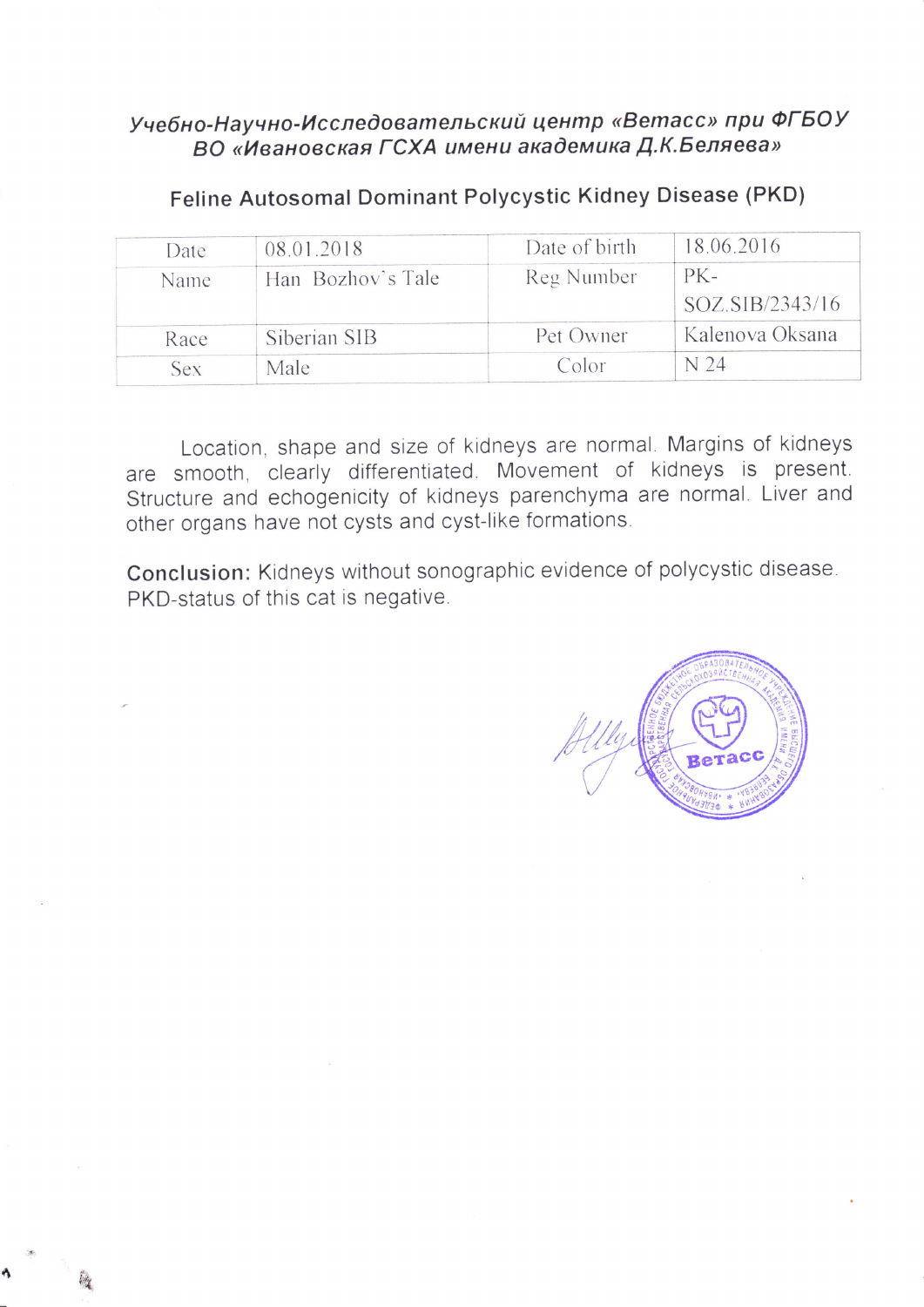*Учебно-Научно-Исследовательский центр «Ветасс» при ФГБОУ ВО «Ивановская ГСХА имени академика Д.К.Беляева»*

## Feline Autosomal Dominant Polycystic Kidney Disease (PKD)

| | | | |
|---|---|---|---|
| Date | 08.01.2018 | Date of birth | 18.06.2016 |
| Name | Han Bozhov's Tale | Reg Number | PK-SOZ.SIB/2343/16 |
| Race | Siberian SIB | Pet Owner | Kalenova Oksana |
| Sex | Male | Color | N 24 |

Location, shape and size of kidneys are normal. Margins of kidneys are smooth, clearly differentiated. Movement of kidneys is present. Structure and echogenicity of kidneys parenchyma are normal. Liver and other organs have not cysts and cyst-like formations.

**Conclusion:** Kidneys without sonographic evidence of polycystic disease. PKD-status of this cat is negative.